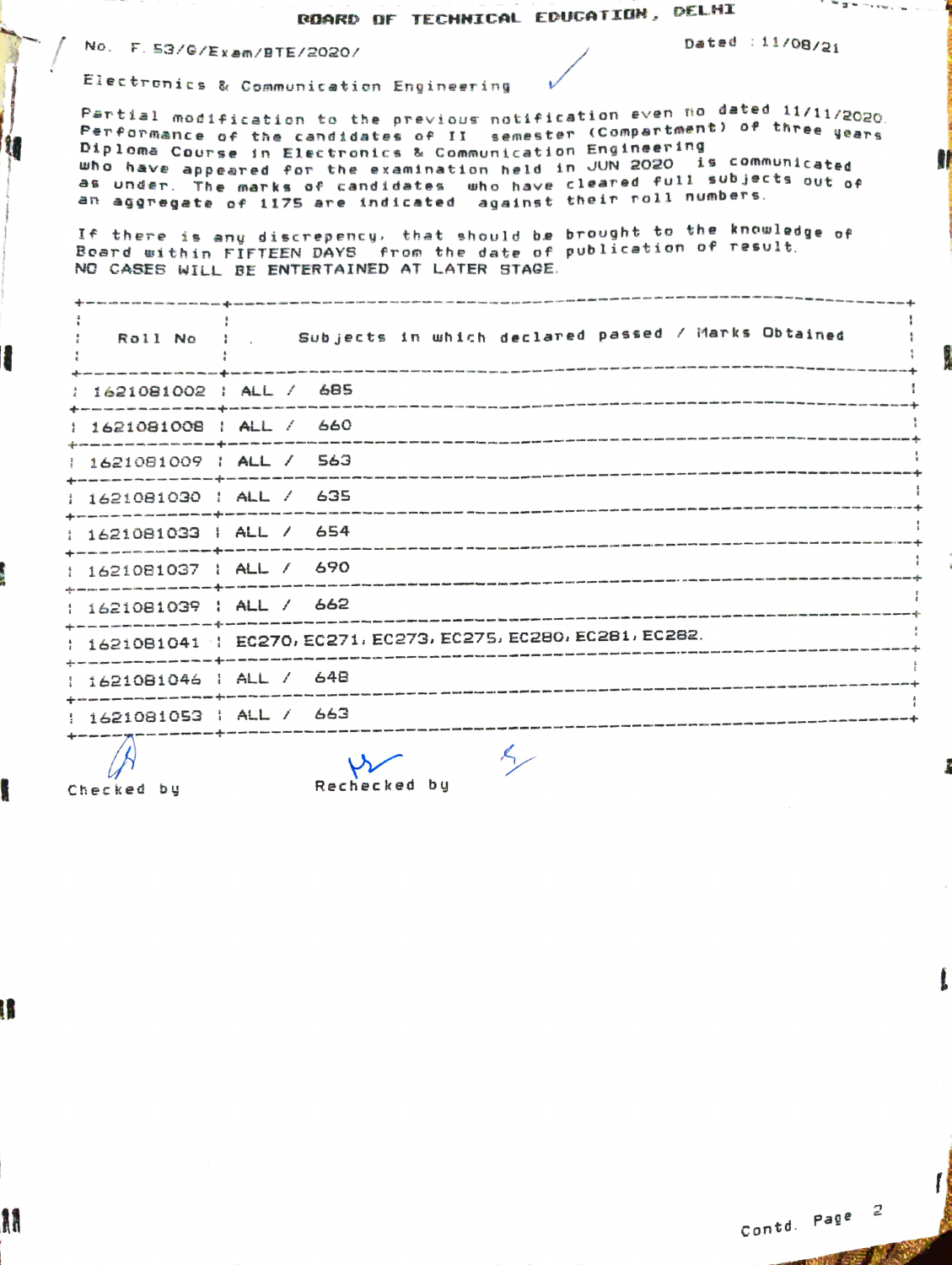# BOARD OF TECHNICAL EDUCATION, DELHI

No. F.53/G/Exam/BTE/2020/ Dated : 11/08/21

Electronics & Communication Engineering

Partial modification to the previous notification even no dated 11/11/2020. Performance of the candidates of II semester (Compartment) of three years Diploma Course in Electronics & Communication Engineering who have appeared for the examination held in JUN 2020 is communicated as under. The marks of candidates who have cleared full subjects out of an aggregate of 1175 are indicated against their roll numbers.

If there is any discrepency, that should be brought to the knowledge of Board within FIFTEEN DAYS from the date of publication of result. NO CASES WILL BE ENTERTAINED AT LATER STAGE.

| Roll No | Subjects in which declared passed / Marks Obtained |
|---|---|
| 1621081002 | ALL / 685 |
| 1621081008 | ALL / 660 |
| 1621081009 | ALL / 563 |
| 1621081030 | ALL / 635 |
| 1621081033 | ALL / 654 |
| 1621081037 | ALL / 690 |
| 1621081039 | ALL / 662 |
| 1621081041 | EC270, EC271, EC273, EC275, EC280, EC281, EC282. |
| 1621081046 | ALL / 648 |
| 1621081053 | ALL / 663 |

Checked by Rechecked by

Contd. Page 2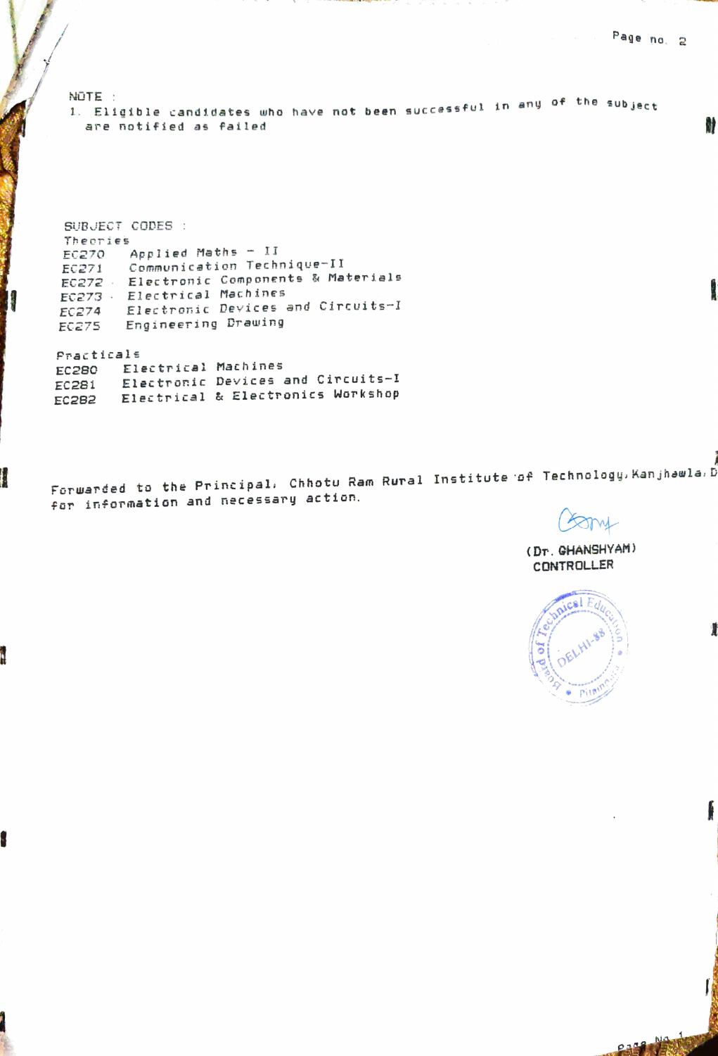NOTE :

1. Eligible candidates who have not been successful in any of the subject are notified as failed

SUBJECT CODES :

Theories

| | |
|---|---|
| EC270 | Applied Maths - II |
| EC271 | Communication Technique-II |
| EC272 | Electronic Components & Materials |
| EC273 | Electrical Machines |
| EC274 | Electronic Devices and Circuits-I |
| EC275 | Engineering Drawing |

Practicals

| | |
|---|---|
| EC280 | Electrical Machines |
| EC281 | Electronic Devices and Circuits-I |
| EC282 | Electrical & Electronics Workshop |

Forwarded to the Principal, Chhotu Ram Rural Institute of Technology, Kanjhawla, D for information and necessary action.

(Dr. GHANSHYAM)
CONTROLLER

Board of Technical Education DELHI-88